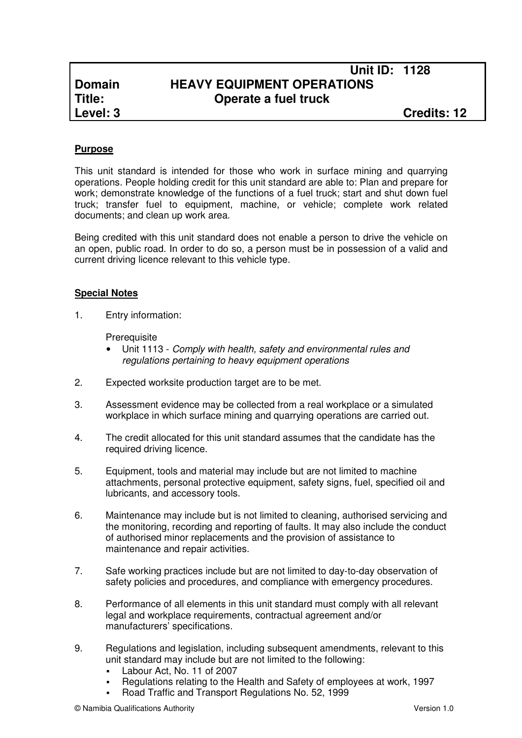| | Unit ID: 1128 |
|---|---|
| **Domain** | **HEAVY EQUIPMENT OPERATIONS** |
| **Title:** | **Operate a fuel truck** |
| **Level: 3** | **Credits: 12** |

**Purpose**

This unit standard is intended for those who work in surface mining and quarrying operations. People holding credit for this unit standard are able to: Plan and prepare for work; demonstrate knowledge of the functions of a fuel truck; start and shut down fuel truck; transfer fuel to equipment, machine, or vehicle; complete work related documents; and clean up work area.

Being credited with this unit standard does not enable a person to drive the vehicle on an open, public road. In order to do so, a person must be in possession of a valid and current driving licence relevant to this vehicle type.

**Special Notes**

1. Entry information:

   Prerequisite
   - Unit 1113 - *Comply with health, safety and environmental rules and regulations pertaining to heavy equipment operations*

2. Expected worksite production target are to be met.

3. Assessment evidence may be collected from a real workplace or a simulated workplace in which surface mining and quarrying operations are carried out.

4. The credit allocated for this unit standard assumes that the candidate has the required driving licence.

5. Equipment, tools and material may include but are not limited to machine attachments, personal protective equipment, safety signs, fuel, specified oil and lubricants, and accessory tools.

6. Maintenance may include but is not limited to cleaning, authorised servicing and the monitoring, recording and reporting of faults. It may also include the conduct of authorised minor replacements and the provision of assistance to maintenance and repair activities.

7. Safe working practices include but are not limited to day-to-day observation of safety policies and procedures, and compliance with emergency procedures.

8. Performance of all elements in this unit standard must comply with all relevant legal and workplace requirements, contractual agreement and/or manufacturers' specifications.

9. Regulations and legislation, including subsequent amendments, relevant to this unit standard may include but are not limited to the following:
   - Labour Act, No. 11 of 2007
   - Regulations relating to the Health and Safety of employees at work, 1997
   - Road Traffic and Transport Regulations No. 52, 1999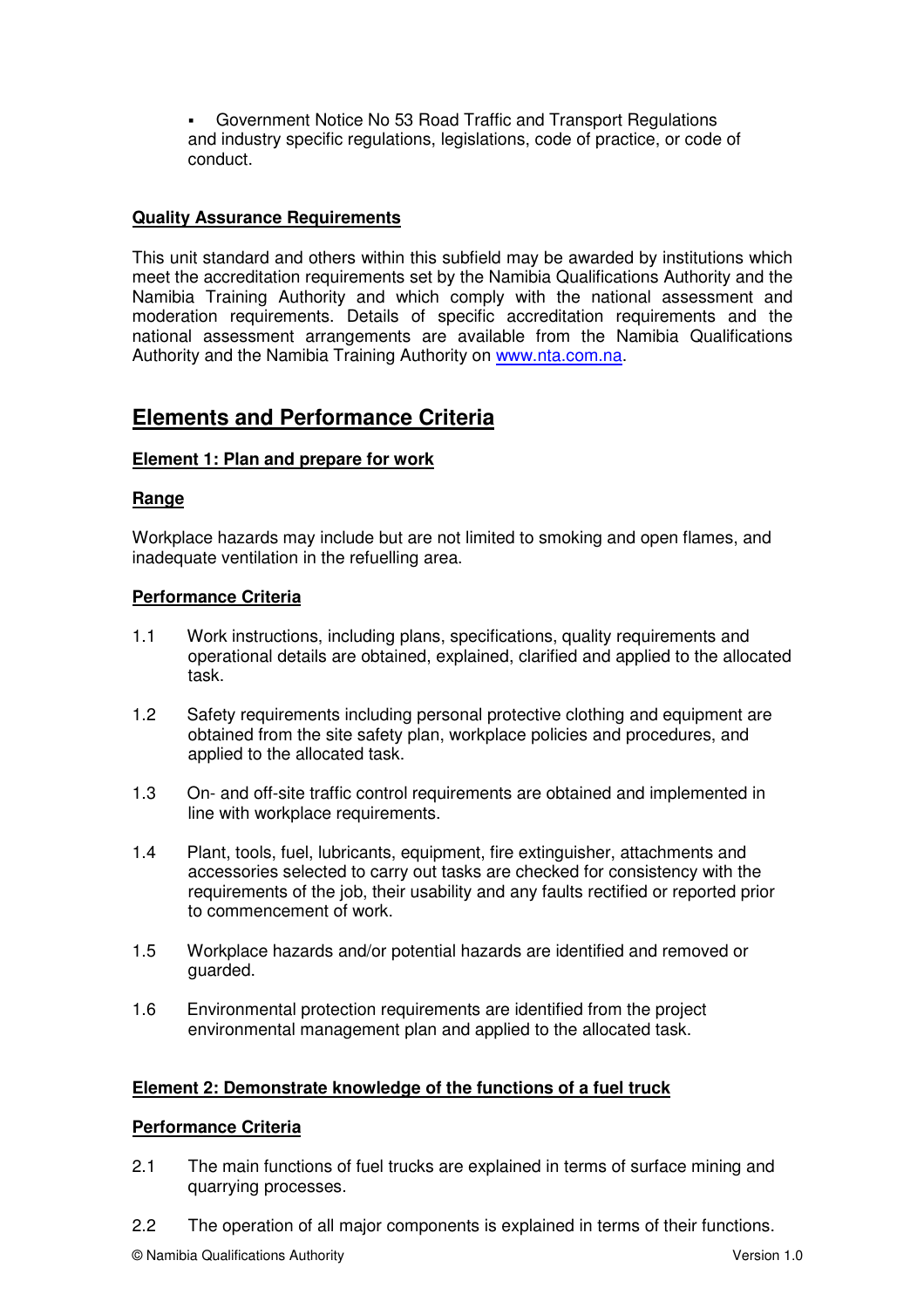- Government Notice No 53 Road Traffic and Transport Regulations

and industry specific regulations, legislations, code of practice, or code of conduct.

**Quality Assurance Requirements**

This unit standard and others within this subfield may be awarded by institutions which meet the accreditation requirements set by the Namibia Qualifications Authority and the Namibia Training Authority and which comply with the national assessment and moderation requirements. Details of specific accreditation requirements and the national assessment arrangements are available from the Namibia Qualifications Authority and the Namibia Training Authority on www.nta.com.na.

# Elements and Performance Criteria

**Element 1: Plan and prepare for work**

**Range**

Workplace hazards may include but are not limited to smoking and open flames, and inadequate ventilation in the refuelling area.

**Performance Criteria**

1.1 Work instructions, including plans, specifications, quality requirements and operational details are obtained, explained, clarified and applied to the allocated task.

1.2 Safety requirements including personal protective clothing and equipment are obtained from the site safety plan, workplace policies and procedures, and applied to the allocated task.

1.3 On- and off-site traffic control requirements are obtained and implemented in line with workplace requirements.

1.4 Plant, tools, fuel, lubricants, equipment, fire extinguisher, attachments and accessories selected to carry out tasks are checked for consistency with the requirements of the job, their usability and any faults rectified or reported prior to commencement of work.

1.5 Workplace hazards and/or potential hazards are identified and removed or guarded.

1.6 Environmental protection requirements are identified from the project environmental management plan and applied to the allocated task.

**Element 2: Demonstrate knowledge of the functions of a fuel truck**

**Performance Criteria**

2.1 The main functions of fuel trucks are explained in terms of surface mining and quarrying processes.

2.2 The operation of all major components is explained in terms of their functions.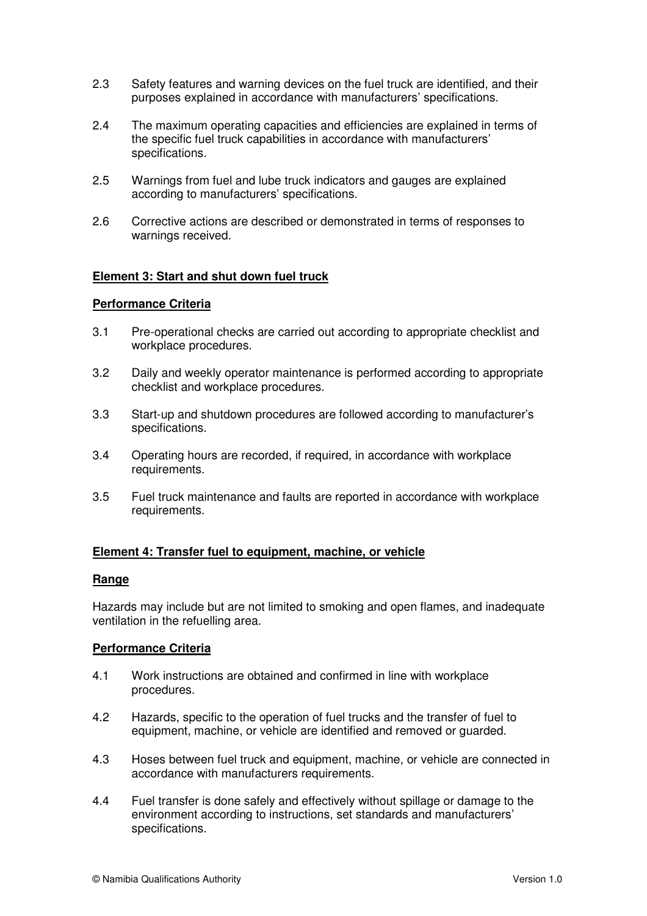2.3 Safety features and warning devices on the fuel truck are identified, and their purposes explained in accordance with manufacturers' specifications.

2.4 The maximum operating capacities and efficiencies are explained in terms of the specific fuel truck capabilities in accordance with manufacturers' specifications.

2.5 Warnings from fuel and lube truck indicators and gauges are explained according to manufacturers' specifications.

2.6 Corrective actions are described or demonstrated in terms of responses to warnings received.

**Element 3: Start and shut down fuel truck**

**Performance Criteria**

3.1 Pre-operational checks are carried out according to appropriate checklist and workplace procedures.

3.2 Daily and weekly operator maintenance is performed according to appropriate checklist and workplace procedures.

3.3 Start-up and shutdown procedures are followed according to manufacturer's specifications.

3.4 Operating hours are recorded, if required, in accordance with workplace requirements.

3.5 Fuel truck maintenance and faults are reported in accordance with workplace requirements.

**Element 4: Transfer fuel to equipment, machine, or vehicle**

**Range**

Hazards may include but are not limited to smoking and open flames, and inadequate ventilation in the refuelling area.

**Performance Criteria**

4.1 Work instructions are obtained and confirmed in line with workplace procedures.

4.2 Hazards, specific to the operation of fuel trucks and the transfer of fuel to equipment, machine, or vehicle are identified and removed or guarded.

4.3 Hoses between fuel truck and equipment, machine, or vehicle are connected in accordance with manufacturers requirements.

4.4 Fuel transfer is done safely and effectively without spillage or damage to the environment according to instructions, set standards and manufacturers' specifications.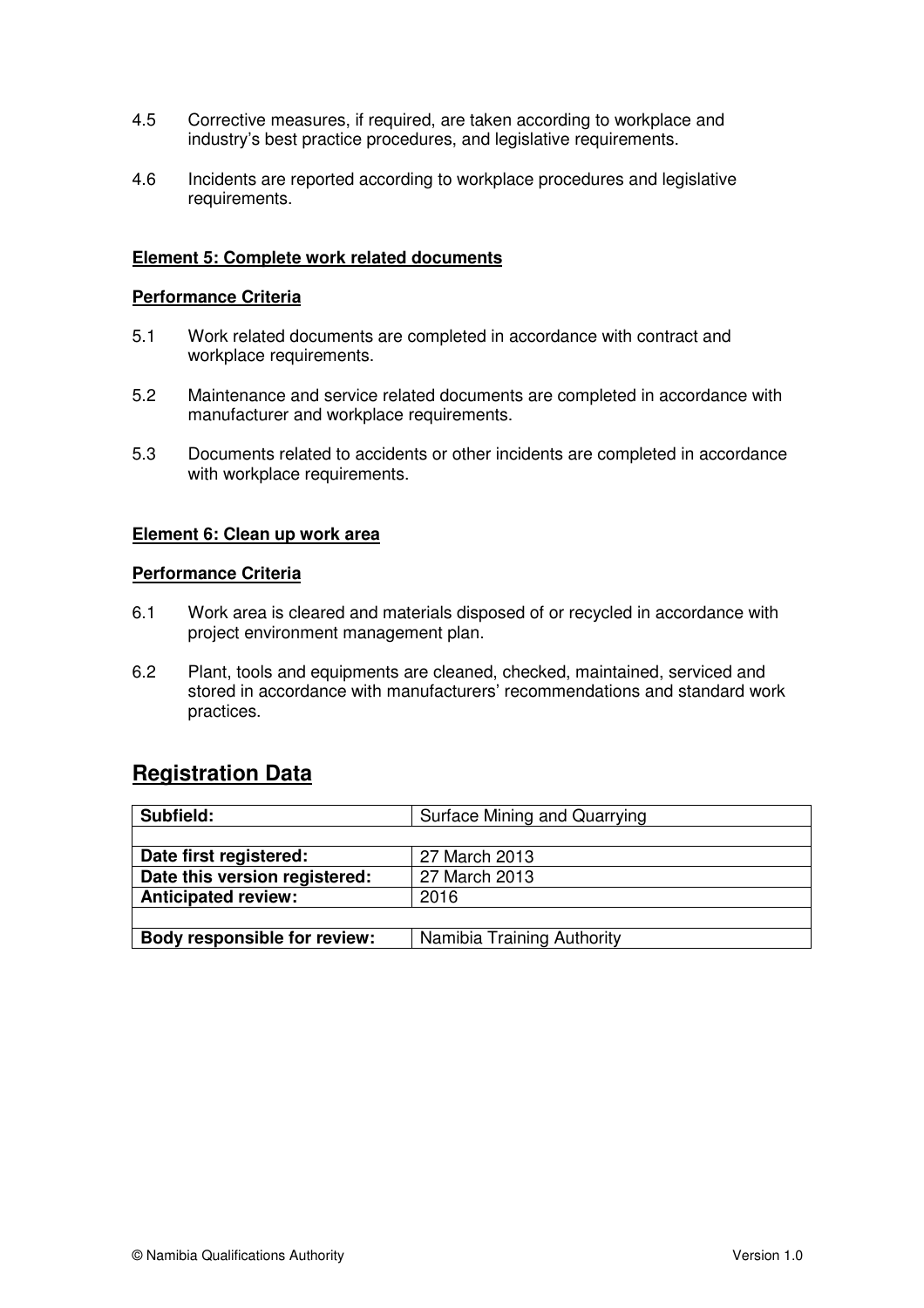4.5 Corrective measures, if required, are taken according to workplace and industry's best practice procedures, and legislative requirements.

4.6 Incidents are reported according to workplace procedures and legislative requirements.

**Element 5: Complete work related documents**

**Performance Criteria**

5.1 Work related documents are completed in accordance with contract and workplace requirements.

5.2 Maintenance and service related documents are completed in accordance with manufacturer and workplace requirements.

5.3 Documents related to accidents or other incidents are completed in accordance with workplace requirements.

**Element 6: Clean up work area**

**Performance Criteria**

6.1 Work area is cleared and materials disposed of or recycled in accordance with project environment management plan.

6.2 Plant, tools and equipments are cleaned, checked, maintained, serviced and stored in accordance with manufacturers' recommendations and standard work practices.

## Registration Data

| | |
|---|---|
| **Subfield:** | Surface Mining and Quarrying |
| | |
| **Date first registered:** | 27 March 2013 |
| **Date this version registered:** | 27 March 2013 |
| **Anticipated review:** | 2016 |
| | |
| **Body responsible for review:** | Namibia Training Authority |